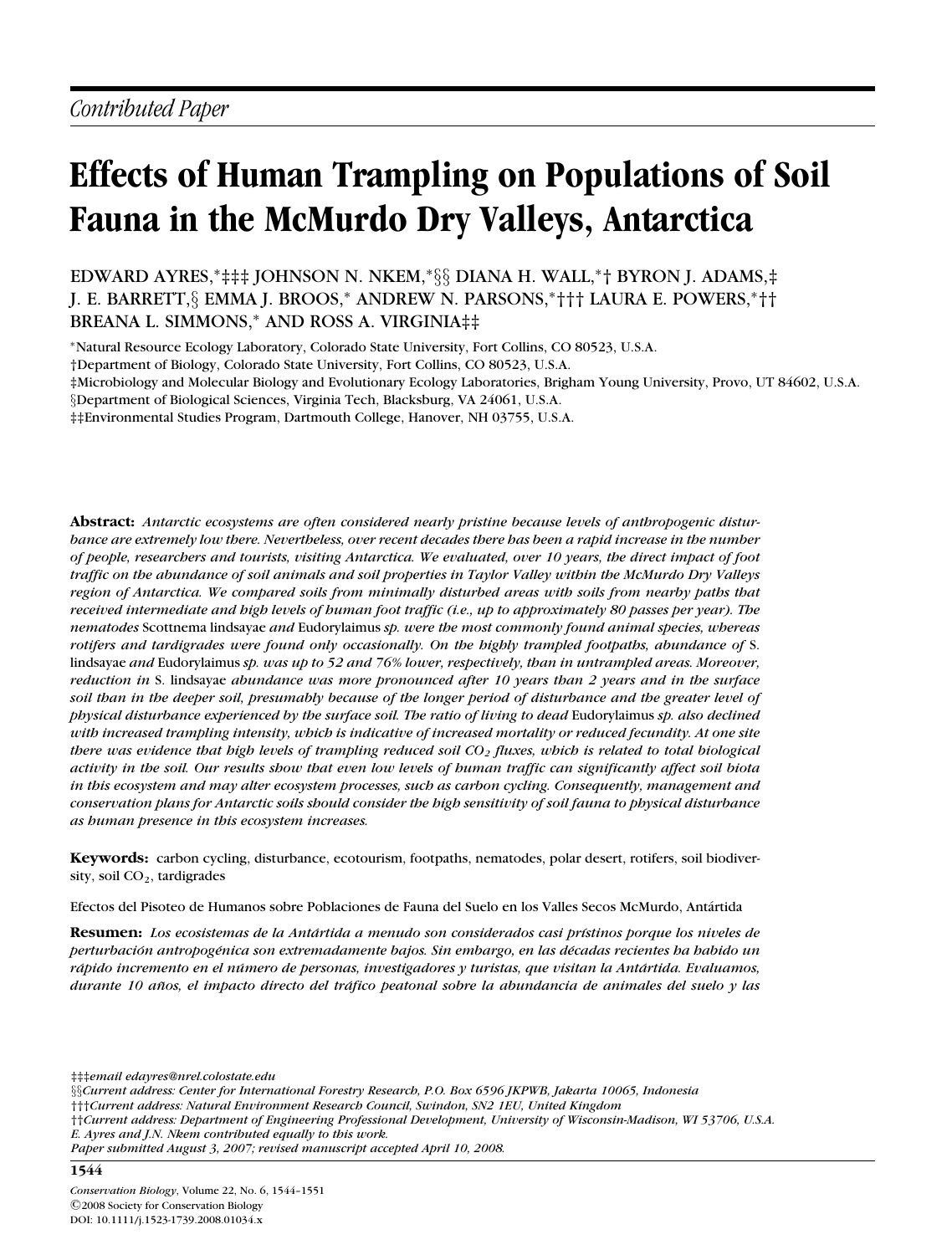*Contributed Paper*

# Effects of Human Trampling on Populations of Soil Fauna in the McMurdo Dry Valleys, Antarctica

EDWARD AYRES,*‡‡‡ JOHNSON N. NKEM,*§§ DIANA H. WALL,*† BYRON J. ADAMS,‡ J. E. BARRETT,§ EMMA J. BROOS,* ANDREW N. PARSONS,*††† LAURA E. POWERS,*†† BREANA L. SIMMONS,* AND ROSS A. VIRGINIA‡‡

*Natural Resource Ecology Laboratory, Colorado State University, Fort Collins, CO 80523, U.S.A.

†Department of Biology, Colorado State University, Fort Collins, CO 80523, U.S.A.

‡Microbiology and Molecular Biology and Evolutionary Ecology Laboratories, Brigham Young University, Provo, UT 84602, U.S.A.

§Department of Biological Sciences, Virginia Tech, Blacksburg, VA 24061, U.S.A.

‡‡Environmental Studies Program, Dartmouth College, Hanover, NH 03755, U.S.A.

**Abstract:** *Antarctic ecosystems are often considered nearly pristine because levels of anthropogenic disturbance are extremely low there. Nevertheless, over recent decades there has been a rapid increase in the number of people, researchers and tourists, visiting Antarctica. We evaluated, over 10 years, the direct impact of foot traffic on the abundance of soil animals and soil properties in Taylor Valley within the McMurdo Dry Valleys region of Antarctica. We compared soils from minimally disturbed areas with soils from nearby paths that received intermediate and high levels of human foot traffic (i.e., up to approximately 80 passes per year). The nematodes* Scottnema lindsayae *and* Eudorylaimus *sp. were the most commonly found animal species, whereas rotifers and tardigrades were found only occasionally. On the highly trampled footpaths, abundance of* S. lindsayae *and* Eudorylaimus *sp. was up to 52 and 76% lower, respectively, than in untrampled areas. Moreover, reduction in* S. lindsayae *abundance was more pronounced after 10 years than 2 years and in the surface soil than in the deeper soil, presumably because of the longer period of disturbance and the greater level of physical disturbance experienced by the surface soil. The ratio of living to dead* Eudorylaimus *sp. also declined with increased trampling intensity, which is indicative of increased mortality or reduced fecundity. At one site there was evidence that high levels of trampling reduced soil $CO_2$ fluxes, which is related to total biological activity in the soil. Our results show that even low levels of human traffic can significantly affect soil biota in this ecosystem and may alter ecosystem processes, such as carbon cycling. Consequently, management and conservation plans for Antarctic soils should consider the high sensitivity of soil fauna to physical disturbance as human presence in this ecosystem increases.*

**Keywords:** carbon cycling, disturbance, ecotourism, footpaths, nematodes, polar desert, rotifers, soil biodiversity, soil $CO_2$, tardigrades

Efectos del Pisoteo de Humanos sobre Poblaciones de Fauna del Suelo en los Valles Secos McMurdo, Antártida

**Resumen:** *Los ecosistemas de la Antártida a menudo son considerados casi prístinos porque los niveles de perturbación antropogénica son extremadamente bajos. Sin embargo, en las décadas recientes ha habido un rápido incremento en el número de personas, investigadores y turistas, que visitan la Antártida. Evaluamos, durante 10 años, el impacto directo del tráfico peatonal sobre la abundancia de animales del suelo y las*

‡‡‡*email edayres@nrel.colostate.edu*

§§*Current address: Center for International Forestry Research, P.O. Box 6596 JKPWB, Jakarta 10065, Indonesia*

†††*Current address: Natural Environment Research Council, Swindon, SN2 1EU, United Kingdom*

††*Current address: Department of Engineering Professional Development, University of Wisconsin-Madison, WI 53706, U.S.A.*

*E. Ayres and J.N. Nkem contributed equally to this work.*

*Paper submitted August 3, 2007; revised manuscript accepted April 10, 2008.*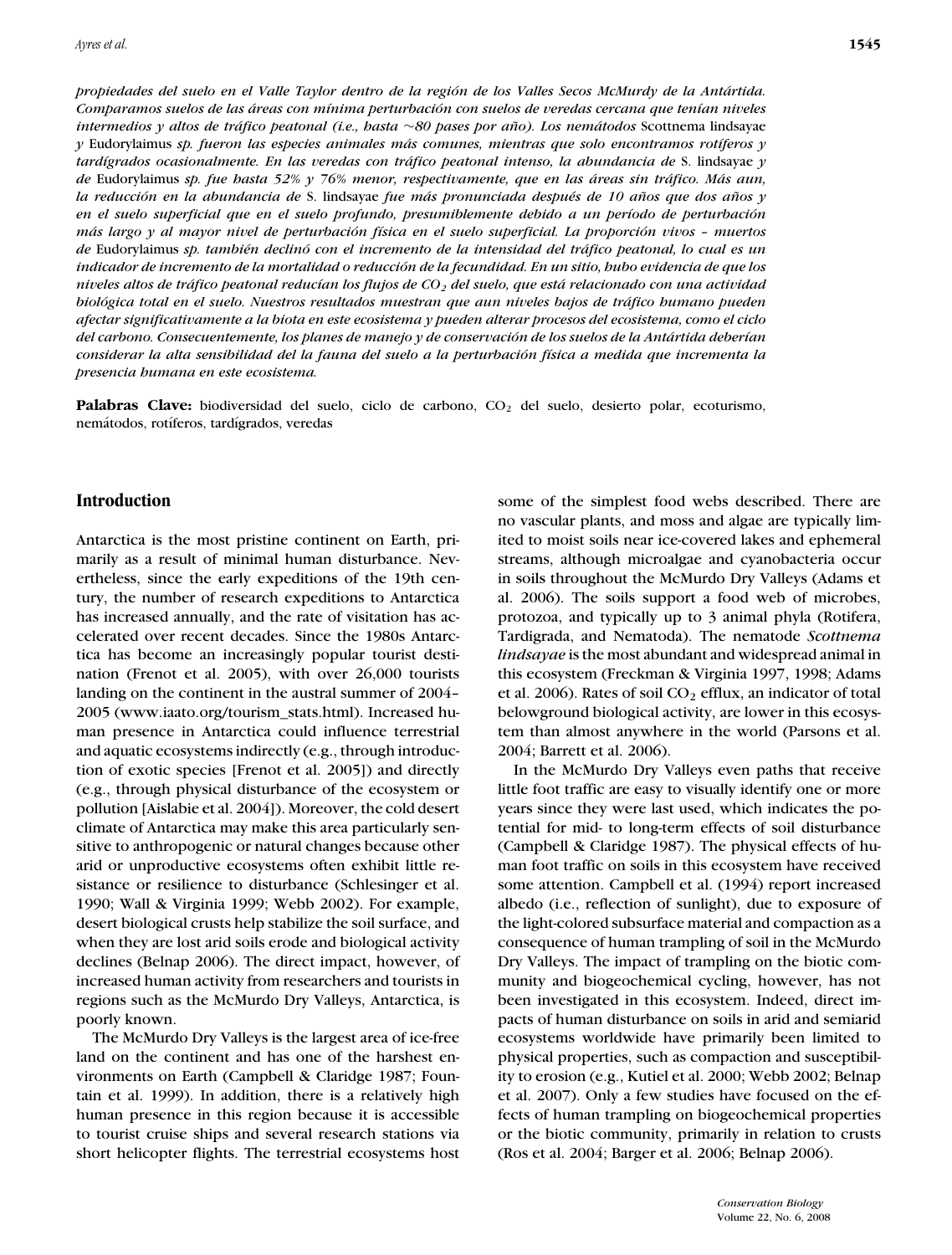*propiedades del suelo en el Valle Taylor dentro de la región de los Valles Secos McMurdy de la Antártida. Comparamos suelos de las áreas con mínima perturbación con suelos de veredas cercana que tenían niveles intermedios y altos de tráfico peatonal (i.e., hasta ~80 pases por año). Los nemátodos* Scottnema lindsayae *y* Eudorylaimus *sp. fueron las especies animales más comunes, mientras que solo encontramos rotíferos y tardígrados ocasionalmente. En las veredas con tráfico peatonal intenso, la abundancia de* S. lindsayae *y de* Eudorylaimus *sp. fue hasta 52% y 76% menor, respectivamente, que en las áreas sin tráfico. Más aun, la reducción en la abundancia de* S. lindsayae *fue más pronunciada después de 10 años que dos años y en el suelo superficial que en el suelo profundo, presumiblemente debido a un período de perturbación más largo y al mayor nivel de perturbación física en el suelo superficial. La proporción vivos – muertos de* Eudorylaimus *sp. también declinó con el incremento de la intensidad del tráfico peatonal, lo cual es un indicador de incremento de la mortalidad o reducción de la fecundidad. En un sitio, hubo evidencia de que los niveles altos de tráfico peatonal reducían los flujos de $CO_2$ del suelo, que está relacionado con una actividad biológica total en el suelo. Nuestros resultados muestran que aun niveles bajos de tráfico humano pueden afectar significativamente a la biota en este ecosistema y pueden alterar procesos del ecosistema, como el ciclo del carbono. Consecuentemente, los planes de manejo y de conservación de los suelos de la Antártida deberían considerar la alta sensibilidad de la fauna del suelo a la perturbación física a medida que incrementa la presencia humana en este ecosistema.*

**Palabras Clave:** biodiversidad del suelo, ciclo de carbono, $CO_2$ del suelo, desierto polar, ecoturismo, nemátodos, rotíferos, tardígrados, veredas

## Introduction

Antarctica is the most pristine continent on Earth, primarily as a result of minimal human disturbance. Nevertheless, since the early expeditions of the 19th century, the number of research expeditions to Antarctica has increased annually, and the rate of visitation has accelerated over recent decades. Since the 1980s Antarctica has become an increasingly popular tourist destination (Frenot et al. 2005), with over 26,000 tourists landing on the continent in the austral summer of 2004–2005 (www.iaato.org/tourism_stats.html). Increased human presence in Antarctica could influence terrestrial and aquatic ecosystems indirectly (e.g., through introduction of exotic species [Frenot et al. 2005]) and directly (e.g., through physical disturbance of the ecosystem or pollution [Aislabie et al. 2004]). Moreover, the cold desert climate of Antarctica may make this area particularly sensitive to anthropogenic or natural changes because other arid or unproductive ecosystems often exhibit little resistance or resilience to disturbance (Schlesinger et al. 1990; Wall & Virginia 1999; Webb 2002). For example, desert biological crusts help stabilize the soil surface, and when they are lost arid soils erode and biological activity declines (Belnap 2006). The direct impact, however, of increased human activity from researchers and tourists in regions such as the McMurdo Dry Valleys, Antarctica, is poorly known.

The McMurdo Dry Valleys is the largest area of ice-free land on the continent and has one of the harshest environments on Earth (Campbell & Claridge 1987; Fountain et al. 1999). In addition, there is a relatively high human presence in this region because it is accessible to tourist cruise ships and several research stations via short helicopter flights. The terrestrial ecosystems host some of the simplest food webs described. There are no vascular plants, and moss and algae are typically limited to moist soils near ice-covered lakes and ephemeral streams, although microalgae and cyanobacteria occur in soils throughout the McMurdo Dry Valleys (Adams et al. 2006). The soils support a food web of microbes, protozoa, and typically up to 3 animal phyla (Rotifera, Tardigrada, and Nematoda). The nematode *Scottnema lindsayae* is the most abundant and widespread animal in this ecosystem (Freckman & Virginia 1997, 1998; Adams et al. 2006). Rates of soil $CO_2$ efflux, an indicator of total belowground biological activity, are lower in this ecosystem than almost anywhere in the world (Parsons et al. 2004; Barrett et al. 2006).

In the McMurdo Dry Valleys even paths that receive little foot traffic are easy to visually identify one or more years since they were last used, which indicates the potential for mid- to long-term effects of soil disturbance (Campbell & Claridge 1987). The physical effects of human foot traffic on soils in this ecosystem have received some attention. Campbell et al. (1994) report increased albedo (i.e., reflection of sunlight), due to exposure of the light-colored subsurface material and compaction as a consequence of human trampling of soil in the McMurdo Dry Valleys. The impact of trampling on the biotic community and biogeochemical cycling, however, has not been investigated in this ecosystem. Indeed, direct impacts of human disturbance on soils in arid and semiarid ecosystems worldwide have primarily been limited to physical properties, such as compaction and susceptibility to erosion (e.g., Kutiel et al. 2000; Webb 2002; Belnap et al. 2007). Only a few studies have focused on the effects of human trampling on biogeochemical properties or the biotic community, primarily in relation to crusts (Ros et al. 2004; Barger et al. 2006; Belnap 2006).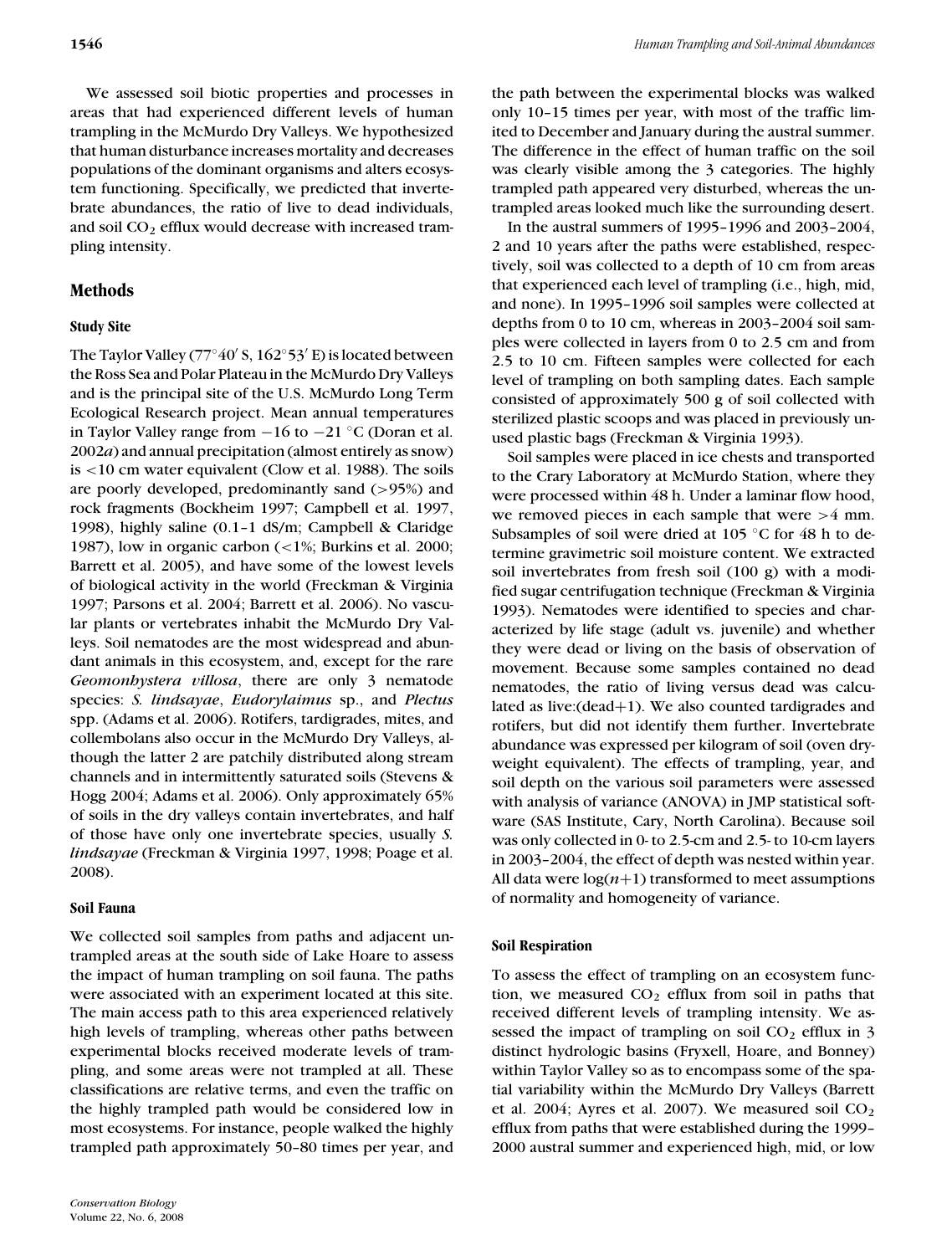We assessed soil biotic properties and processes in areas that had experienced different levels of human trampling in the McMurdo Dry Valleys. We hypothesized that human disturbance increases mortality and decreases populations of the dominant organisms and alters ecosystem functioning. Specifically, we predicted that invertebrate abundances, the ratio of live to dead individuals, and soil $CO_2$ efflux would decrease with increased trampling intensity.

## Methods

### Study Site

The Taylor Valley (77°40′ S, 162°53′ E) is located between the Ross Sea and Polar Plateau in the McMurdo Dry Valleys and is the principal site of the U.S. McMurdo Long Term Ecological Research project. Mean annual temperatures in Taylor Valley range from −16 to −21 °C (Doran et al. 2002*a*) and annual precipitation (almost entirely as snow) is <10 cm water equivalent (Clow et al. 1988). The soils are poorly developed, predominantly sand (>95%) and rock fragments (Bockheim 1997; Campbell et al. 1997, 1998), highly saline (0.1–1 dS/m; Campbell & Claridge 1987), low in organic carbon (<1%; Burkins et al. 2000; Barrett et al. 2005), and have some of the lowest levels of biological activity in the world (Freckman & Virginia 1997; Parsons et al. 2004; Barrett et al. 2006). No vascular plants or vertebrates inhabit the McMurdo Dry Valleys. Soil nematodes are the most widespread and abundant animals in this ecosystem, and, except for the rare *Geomonhystera villosa*, there are only 3 nematode species: *S. lindsayae*, *Eudorylaimus* sp., and *Plectus* spp. (Adams et al. 2006). Rotifers, tardigrades, mites, and collembolans also occur in the McMurdo Dry Valleys, although the latter 2 are patchily distributed along stream channels and in intermittently saturated soils (Stevens & Hogg 2004; Adams et al. 2006). Only approximately 65% of soils in the dry valleys contain invertebrates, and half of those have only one invertebrate species, usually *S. lindsayae* (Freckman & Virginia 1997, 1998; Poage et al. 2008).

### Soil Fauna

We collected soil samples from paths and adjacent untrampled areas at the south side of Lake Hoare to assess the impact of human trampling on soil fauna. The paths were associated with an experiment located at this site. The main access path to this area experienced relatively high levels of trampling, whereas other paths between experimental blocks received moderate levels of trampling, and some areas were not trampled at all. These classifications are relative terms, and even the traffic on the highly trampled path would be considered low in most ecosystems. For instance, people walked the highly trampled path approximately 50–80 times per year, and the path between the experimental blocks was walked only 10–15 times per year, with most of the traffic limited to December and January during the austral summer. The difference in the effect of human traffic on the soil was clearly visible among the 3 categories. The highly trampled path appeared very disturbed, whereas the untrampled areas looked much like the surrounding desert.

In the austral summers of 1995–1996 and 2003–2004, 2 and 10 years after the paths were established, respectively, soil was collected to a depth of 10 cm from areas that experienced each level of trampling (i.e., high, mid, and none). In 1995–1996 soil samples were collected at depths from 0 to 10 cm, whereas in 2003–2004 soil samples were collected in layers from 0 to 2.5 cm and from 2.5 to 10 cm. Fifteen samples were collected for each level of trampling on both sampling dates. Each sample consisted of approximately 500 g of soil collected with sterilized plastic scoops and was placed in previously unused plastic bags (Freckman & Virginia 1993).

Soil samples were placed in ice chests and transported to the Crary Laboratory at McMurdo Station, where they were processed within 48 h. Under a laminar flow hood, we removed pieces in each sample that were >4 mm. Subsamples of soil were dried at 105 °C for 48 h to determine gravimetric soil moisture content. We extracted soil invertebrates from fresh soil (100 g) with a modified sugar centrifugation technique (Freckman & Virginia 1993). Nematodes were identified to species and characterized by life stage (adult vs. juvenile) and whether they were dead or living on the basis of observation of movement. Because some samples contained no dead nematodes, the ratio of living versus dead was calculated as live:(dead+1). We also counted tardigrades and rotifers, but did not identify them further. Invertebrate abundance was expressed per kilogram of soil (oven dry-weight equivalent). The effects of trampling, year, and soil depth on the various soil parameters were assessed with analysis of variance (ANOVA) in JMP statistical software (SAS Institute, Cary, North Carolina). Because soil was only collected in 0- to 2.5-cm and 2.5- to 10-cm layers in 2003–2004, the effect of depth was nested within year. All data were $\log(n+1)$ transformed to meet assumptions of normality and homogeneity of variance.

### Soil Respiration

To assess the effect of trampling on an ecosystem function, we measured $CO_2$ efflux from soil in paths that received different levels of trampling intensity. We assessed the impact of trampling on soil $CO_2$ efflux in 3 distinct hydrologic basins (Fryxell, Hoare, and Bonney) within Taylor Valley so as to encompass some of the spatial variability within the McMurdo Dry Valleys (Barrett et al. 2004; Ayres et al. 2007). We measured soil $CO_2$ efflux from paths that were established during the 1999–2000 austral summer and experienced high, mid, or low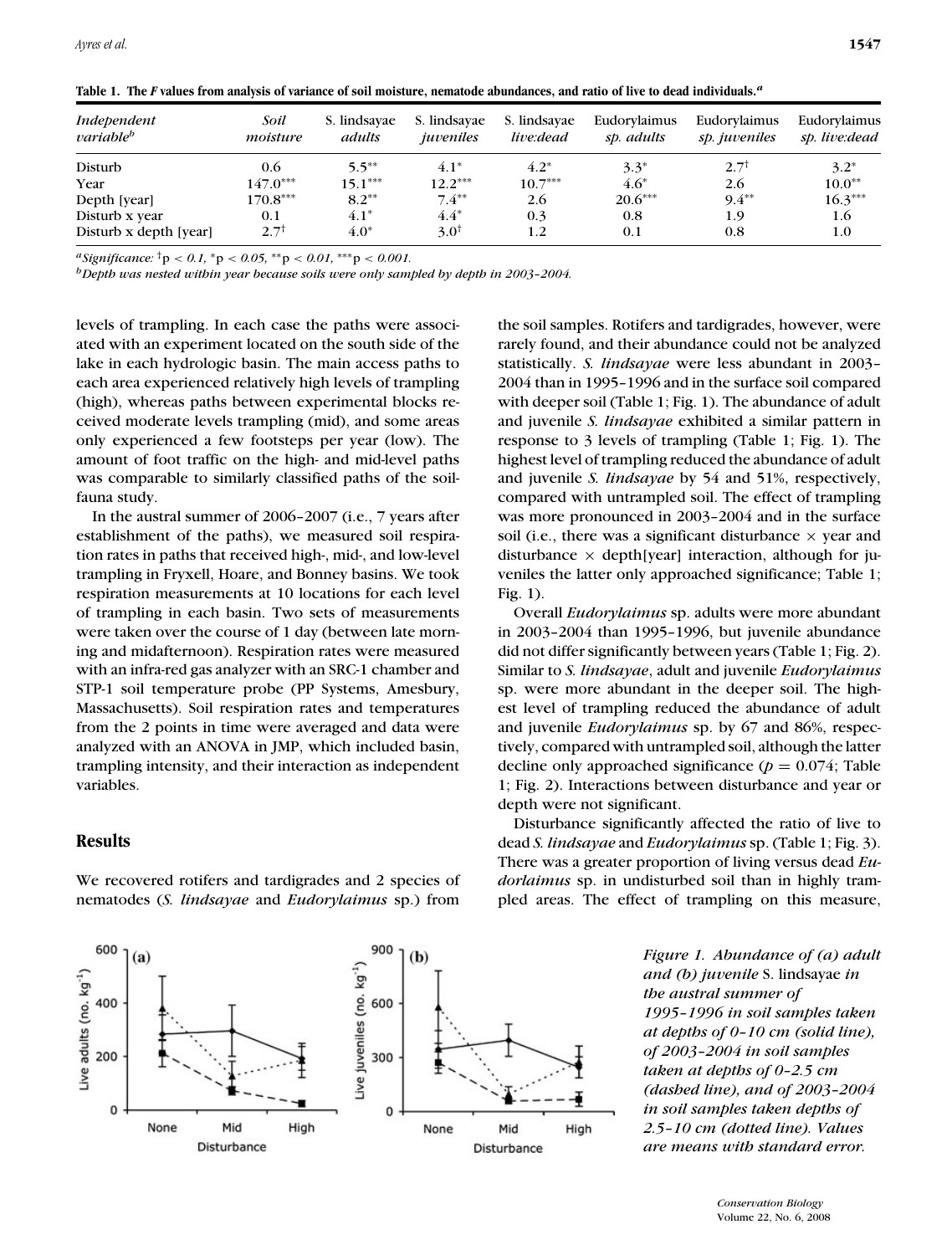**Table 1. The *F* values from analysis of variance of soil moisture, nematode abundances, and ratio of live to dead individuals.[a]**

| *Independent variable*[b] | *Soil moisture* | S. lindsayae *adults* | S. lindsayae *juveniles* | S. lindsayae *live:dead* | Eudorylaimus *sp. adults* | Eudorylaimus *sp. juveniles* | Eudorylaimus *sp. live:dead* |
|---|---|---|---|---|---|---|---|
| Disturb | 0.6 | 5.5** | 4.1* | 4.2* | 3.3* | 2.7† | 3.2* |
| Year | 147.0*** | 15.1*** | 12.2*** | 10.7*** | 4.6* | 2.6 | 10.0** |
| Depth [year] | 170.8*** | 8.2** | 7.4** | 2.6 | 20.6*** | 9.4** | 16.3*** |
| Disturb x year | 0.1 | 4.1* | 4.4* | 0.3 | 0.8 | 1.9 | 1.6 |
| Disturb x depth [year] | 2.7† | 4.0* | 3.0† | 1.2 | 0.1 | 0.8 | 1.0 |

[a] *Significance:* †$p < 0.1$, *$p < 0.05$, **$p < 0.01$, ***$p < 0.001$.

[b] *Depth was nested within year because soils were only sampled by depth in 2003–2004.*

levels of trampling. In each case the paths were associated with an experiment located on the south side of the lake in each hydrologic basin. The main access paths to each area experienced relatively high levels of trampling (high), whereas paths between experimental blocks received moderate levels trampling (mid), and some areas only experienced a few footsteps per year (low). The amount of foot traffic on the high- and mid-level paths was comparable to similarly classified paths of the soil-fauna study.

In the austral summer of 2006–2007 (i.e., 7 years after establishment of the paths), we measured soil respiration rates in paths that received high-, mid-, and low-level trampling in Fryxell, Hoare, and Bonney basins. We took respiration measurements at 10 locations for each level of trampling in each basin. Two sets of measurements were taken over the course of 1 day (between late morning and midafternoon). Respiration rates were measured with an infra-red gas analyzer with an SRC-1 chamber and STP-1 soil temperature probe (PP Systems, Amesbury, Massachusetts). Soil respiration rates and temperatures from the 2 points in time were averaged and data were analyzed with an ANOVA in JMP, which included basin, trampling intensity, and their interaction as independent variables.

## Results

We recovered rotifers and tardigrades and 2 species of nematodes (*S. lindsayae* and *Eudorylaimus* sp.) from the soil samples. Rotifers and tardigrades, however, were rarely found, and their abundance could not be analyzed statistically. *S. lindsayae* were less abundant in 2003–2004 than in 1995–1996 and in the surface soil compared with deeper soil (Table 1; Fig. 1). The abundance of adult and juvenile *S. lindsayae* exhibited a similar pattern in response to 3 levels of trampling (Table 1; Fig. 1). The highest level of trampling reduced the abundance of adult and juvenile *S. lindsayae* by 54 and 51%, respectively, compared with untrampled soil. The effect of trampling was more pronounced in 2003–2004 and in the surface soil (i.e., there was a significant disturbance × year and disturbance × depth[year] interaction, although for juveniles the latter only approached significance; Table 1; Fig. 1).

Overall *Eudorylaimus* sp. adults were more abundant in 2003–2004 than 1995–1996, but juvenile abundance did not differ significantly between years (Table 1; Fig. 2). Similar to *S. lindsayae*, adult and juvenile *Eudorylaimus* sp. were more abundant in the deeper soil. The highest level of trampling reduced the abundance of adult and juvenile *Eudorylaimus* sp. by 67 and 86%, respectively, compared with untrampled soil, although the latter decline only approached significance ($p = 0.074$; Table 1; Fig. 2). Interactions between disturbance and year or depth were not significant.

Disturbance significantly affected the ratio of live to dead *S. lindsayae* and *Eudorylaimus* sp. (Table 1; Fig. 3). There was a greater proportion of living versus dead *Eudorlaimus* sp. in undisturbed soil than in highly trampled areas. The effect of trampling on this measure,

*Figure 1. Abundance of (a) adult and (b) juvenile* S. lindsayae *in the austral summer of 1995–1996 in soil samples taken at depths of 0–10 cm (solid line), of 2003–2004 in soil samples taken at depths of 0–2.5 cm (dashed line), and of 2003–2004 in soil samples taken depths of 2.5–10 cm (dotted line). Values are means with standard error.*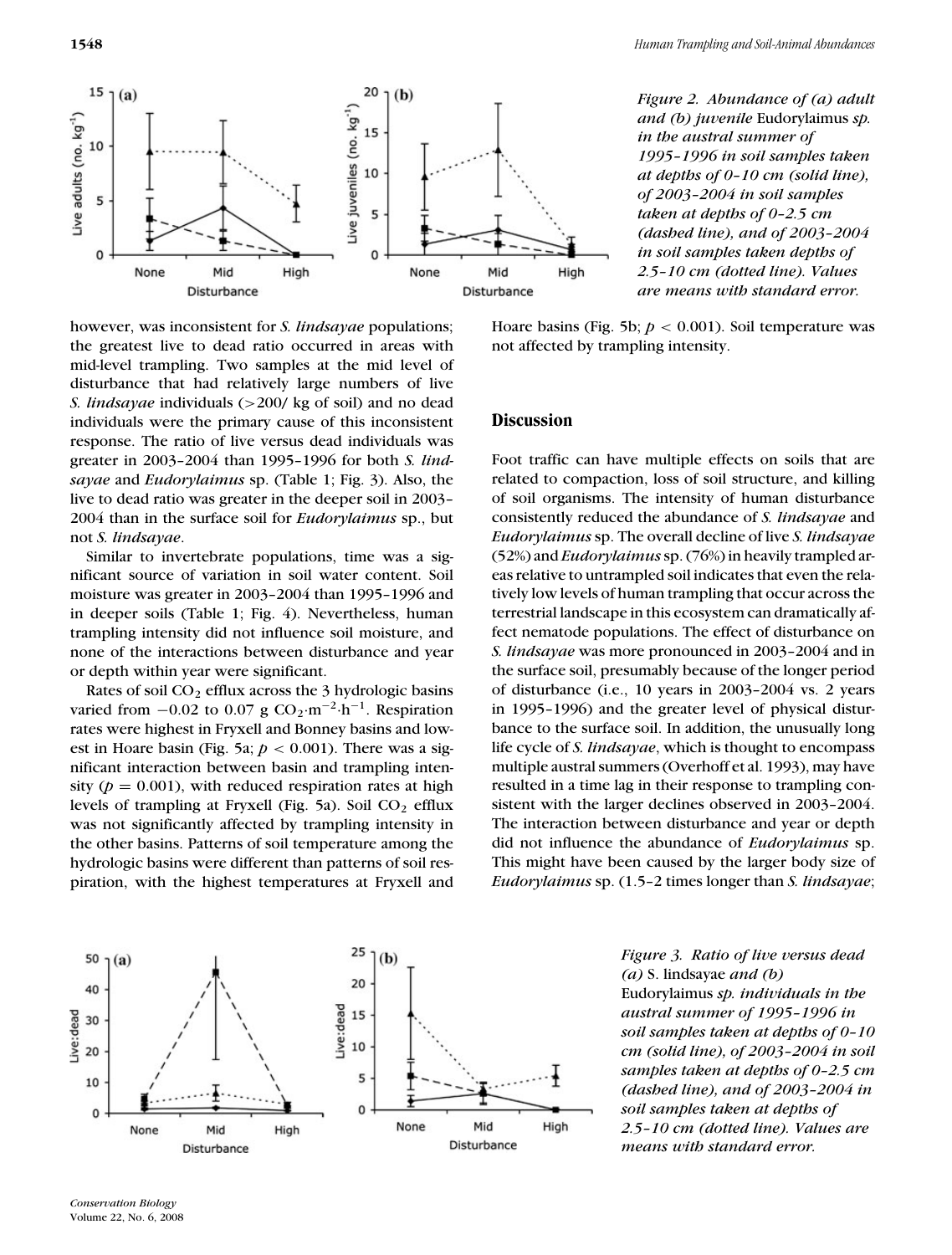*Figure 2. Abundance of (a) adult and (b) juvenile* Eudorylaimus *sp. in the austral summer of 1995–1996 in soil samples taken at depths of 0–10 cm (solid line), of 2003–2004 in soil samples taken at depths of 0–2.5 cm (dashed line), and of 2003–2004 in soil samples taken depths of 2.5–10 cm (dotted line). Values are means with standard error.*

however, was inconsistent for *S. lindsayae* populations; the greatest live to dead ratio occurred in areas with mid-level trampling. Two samples at the mid level of disturbance that had relatively large numbers of live *S. lindsayae* individuals (>200/ kg of soil) and no dead individuals were the primary cause of this inconsistent response. The ratio of live versus dead individuals was greater in 2003–2004 than 1995–1996 for both *S. lindsayae* and *Eudorylaimus* sp. (Table 1; Fig. 3). Also, the live to dead ratio was greater in the deeper soil in 2003–2004 than in the surface soil for *Eudorylaimus* sp., but not *S. lindsayae*.

Similar to invertebrate populations, time was a significant source of variation in soil water content. Soil moisture was greater in 2003–2004 than 1995–1996 and in deeper soils (Table 1; Fig. 4). Nevertheless, human trampling intensity did not influence soil moisture, and none of the interactions between disturbance and year or depth within year were significant.

Rates of soil $CO_2$ efflux across the 3 hydrologic basins varied from $-0.02$ to $0.07$ g $CO_2 \cdot m^{-2} \cdot h^{-1}$. Respiration rates were highest in Fryxell and Bonney basins and lowest in Hoare basin (Fig. 5a; $p < 0.001$). There was a significant interaction between basin and trampling intensity ($p = 0.001$), with reduced respiration rates at high levels of trampling at Fryxell (Fig. 5a). Soil $CO_2$ efflux was not significantly affected by trampling intensity in the other basins. Patterns of soil temperature among the hydrologic basins were different than patterns of soil respiration, with the highest temperatures at Fryxell and Hoare basins (Fig. 5b; $p < 0.001$). Soil temperature was not affected by trampling intensity.

## Discussion

Foot traffic can have multiple effects on soils that are related to compaction, loss of soil structure, and killing of soil organisms. The intensity of human disturbance consistently reduced the abundance of *S. lindsayae* and *Eudorylaimus* sp. The overall decline of live *S. lindsayae* (52%) and *Eudorylaimus* sp. (76%) in heavily trampled areas relative to untrampled soil indicates that even the relatively low levels of human trampling that occur across the terrestrial landscape in this ecosystem can dramatically affect nematode populations. The effect of disturbance on *S. lindsayae* was more pronounced in 2003–2004 and in the surface soil, presumably because of the longer period of disturbance (i.e., 10 years in 2003–2004 vs. 2 years in 1995–1996) and the greater level of physical disturbance to the surface soil. In addition, the unusually long life cycle of *S. lindsayae*, which is thought to encompass multiple austral summers (Overhoff et al. 1993), may have resulted in a time lag in their response to trampling consistent with the larger declines observed in 2003–2004. The interaction between disturbance and year or depth did not influence the abundance of *Eudorylaimus* sp. This might have been caused by the larger body size of *Eudorylaimus* sp. (1.5–2 times longer than *S. lindsayae*;

*Figure 3. Ratio of live versus dead (a)* S. lindsayae *and (b)* Eudorylaimus *sp. individuals in the austral summer of 1995–1996 in soil samples taken at depths of 0–10 cm (solid line), of 2003–2004 in soil samples taken at depths of 0–2.5 cm (dashed line), and of 2003–2004 in soil samples taken at depths of 2.5–10 cm (dotted line). Values are means with standard error.*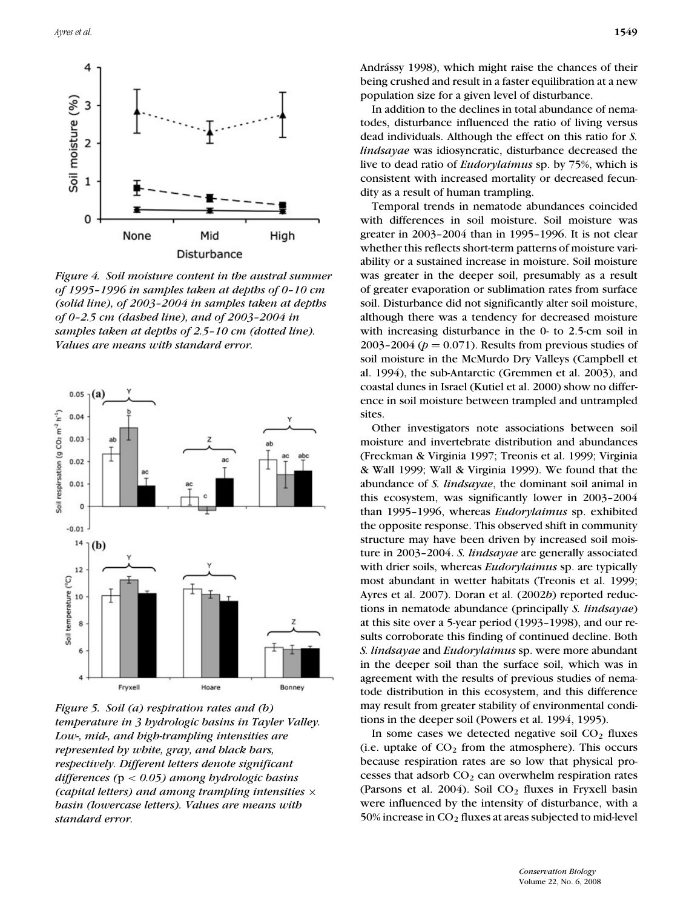Figure 4. Soil moisture content in the austral summer of 1995–1996 in samples taken at depths of 0–10 cm (solid line), of 2003–2004 in samples taken at depths of 0–2.5 cm (dashed line), and of 2003–2004 in samples taken at depths of 2.5–10 cm (dotted line). Values are means with standard error.

Figure 5. Soil (a) respiration rates and (b) temperature in 3 hydrologic basins in Tayler Valley. Low-, mid-, and high-trampling intensities are represented by white, gray, and black bars, respectively. Different letters denote significant differences ($p < 0.05$) among hydrologic basins (capital letters) and among trampling intensities × basin (lowercase letters). Values are means with standard error.

Andrássy 1998), which might raise the chances of their being crushed and result in a faster equilibration at a new population size for a given level of disturbance.

In addition to the declines in total abundance of nematodes, disturbance influenced the ratio of living versus dead individuals. Although the effect on this ratio for *S. lindsayae* was idiosyncratic, disturbance decreased the live to dead ratio of *Eudorylaimus* sp. by 75%, which is consistent with increased mortality or decreased fecundity as a result of human trampling.

Temporal trends in nematode abundances coincided with differences in soil moisture. Soil moisture was greater in 2003–2004 than in 1995–1996. It is not clear whether this reflects short-term patterns of moisture variability or a sustained increase in moisture. Soil moisture was greater in the deeper soil, presumably as a result of greater evaporation or sublimation rates from surface soil. Disturbance did not significantly alter soil moisture, although there was a tendency for decreased moisture with increasing disturbance in the 0- to 2.5-cm soil in 2003–2004 ($p = 0.071$). Results from previous studies of soil moisture in the McMurdo Dry Valleys (Campbell et al. 1994), the sub-Antarctic (Gremmen et al. 2003), and coastal dunes in Israel (Kutiel et al. 2000) show no difference in soil moisture between trampled and untrampled sites.

Other investigators note associations between soil moisture and invertebrate distribution and abundances (Freckman & Virginia 1997; Treonis et al. 1999; Virginia & Wall 1999; Wall & Virginia 1999). We found that the abundance of *S. lindsayae*, the dominant soil animal in this ecosystem, was significantly lower in 2003–2004 than 1995–1996, whereas *Eudorylaimus* sp. exhibited the opposite response. This observed shift in community structure may have been driven by increased soil moisture in 2003–2004. *S. lindsayae* are generally associated with drier soils, whereas *Eudorylaimus* sp. are typically most abundant in wetter habitats (Treonis et al. 1999; Ayres et al. 2007). Doran et al. (2002*b*) reported reductions in nematode abundance (principally *S. lindsayae*) at this site over a 5-year period (1993–1998), and our results corroborate this finding of continued decline. Both *S. lindsayae* and *Eudorylaimus* sp. were more abundant in the deeper soil than the surface soil, which was in agreement with the results of previous studies of nematode distribution in this ecosystem, and this difference may result from greater stability of environmental conditions in the deeper soil (Powers et al. 1994, 1995).

In some cases we detected negative soil $CO_2$ fluxes (i.e. uptake of $CO_2$ from the atmosphere). This occurs because respiration rates are so low that physical processes that adsorb $CO_2$ can overwhelm respiration rates (Parsons et al. 2004). Soil $CO_2$ fluxes in Fryxell basin were influenced by the intensity of disturbance, with a 50% increase in $CO_2$ fluxes at areas subjected to mid-level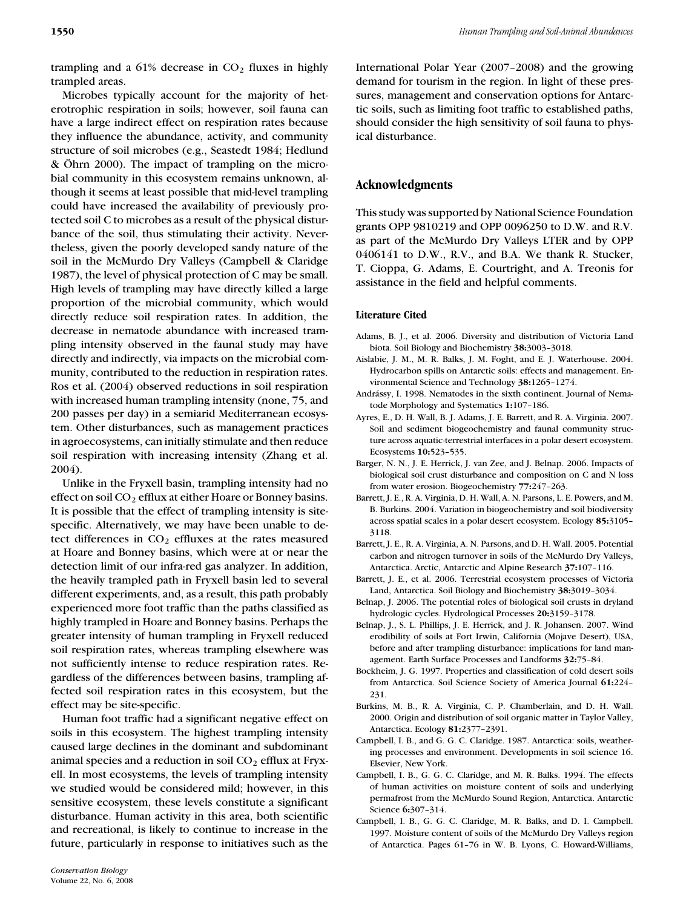trampling and a 61% decrease in $CO_2$ fluxes in highly trampled areas.

Microbes typically account for the majority of heterotrophic respiration in soils; however, soil fauna can have a large indirect effect on respiration rates because they influence the abundance, activity, and community structure of soil microbes (e.g., Seastedt 1984; Hedlund & Öhrn 2000). The impact of trampling on the microbial community in this ecosystem remains unknown, although it seems at least possible that mid-level trampling could have increased the availability of previously protected soil C to microbes as a result of the physical disturbance of the soil, thus stimulating their activity. Nevertheless, given the poorly developed sandy nature of the soil in the McMurdo Dry Valleys (Campbell & Claridge 1987), the level of physical protection of C may be small. High levels of trampling may have directly killed a large proportion of the microbial community, which would directly reduce soil respiration rates. In addition, the decrease in nematode abundance with increased trampling intensity observed in the faunal study may have directly and indirectly, via impacts on the microbial community, contributed to the reduction in respiration rates. Ros et al. (2004) observed reductions in soil respiration with increased human trampling intensity (none, 75, and 200 passes per day) in a semiarid Mediterranean ecosystem. Other disturbances, such as management practices in agroecosystems, can initially stimulate and then reduce soil respiration with increasing intensity (Zhang et al. 2004).

Unlike in the Fryxell basin, trampling intensity had no effect on soil $CO_2$ efflux at either Hoare or Bonney basins. It is possible that the effect of trampling intensity is site-specific. Alternatively, we may have been unable to detect differences in $CO_2$ effluxes at the rates measured at Hoare and Bonney basins, which were at or near the detection limit of our infra-red gas analyzer. In addition, the heavily trampled path in Fryxell basin led to several different experiments, and, as a result, this path probably experienced more foot traffic than the paths classified as highly trampled in Hoare and Bonney basins. Perhaps the greater intensity of human trampling in Fryxell reduced soil respiration rates, whereas trampling elsewhere was not sufficiently intense to reduce respiration rates. Regardless of the differences between basins, trampling affected soil respiration rates in this ecosystem, but the effect may be site-specific.

Human foot traffic had a significant negative effect on soils in this ecosystem. The highest trampling intensity caused large declines in the dominant and subdominant animal species and a reduction in soil $CO_2$ efflux at Fryxell. In most ecosystems, the levels of trampling intensity we studied would be considered mild; however, in this sensitive ecosystem, these levels constitute a significant disturbance. Human activity in this area, both scientific and recreational, is likely to continue to increase in the future, particularly in response to initiatives such as the International Polar Year (2007–2008) and the growing demand for tourism in the region. In light of these pressures, management and conservation options for Antarctic soils, such as limiting foot traffic to established paths, should consider the high sensitivity of soil fauna to physical disturbance.

## Acknowledgments

This study was supported by National Science Foundation grants OPP 9810219 and OPP 0096250 to D.W. and R.V. as part of the McMurdo Dry Valleys LTER and by OPP 0406141 to D.W., R.V., and B.A. We thank R. Stucker, T. Cioppa, G. Adams, E. Courtright, and A. Treonis for assistance in the field and helpful comments.

### Literature Cited

Adams, B. J., et al. 2006. Diversity and distribution of Victoria Land biota. Soil Biology and Biochemistry **38:**3003–3018.

Aislabie, J. M., M. R. Balks, J. M. Foght, and E. J. Waterhouse. 2004. Hydrocarbon spills on Antarctic soils: effects and management. Environmental Science and Technology **38:**1265–1274.

Andrássy, I. 1998. Nematodes in the sixth continent. Journal of Nematode Morphology and Systematics **1:**107–186.

Ayres, E., D. H. Wall, B. J. Adams, J. E. Barrett, and R. A. Virginia. 2007. Soil and sediment biogeochemistry and faunal community structure across aquatic-terrestrial interfaces in a polar desert ecosystem. Ecosystems **10:**523–535.

Barger, N. N., J. E. Herrick, J. van Zee, and J. Belnap. 2006. Impacts of biological soil crust disturbance and composition on C and N loss from water erosion. Biogeochemistry **77:**247–263.

Barrett, J. E., R. A. Virginia, D. H. Wall, A. N. Parsons, L. E. Powers, and M. B. Burkins. 2004. Variation in biogeochemistry and soil biodiversity across spatial scales in a polar desert ecosystem. Ecology **85:**3105–3118.

Barrett, J. E., R. A. Virginia, A. N. Parsons, and D. H. Wall. 2005. Potential carbon and nitrogen turnover in soils of the McMurdo Dry Valleys, Antarctica. Arctic, Antarctic and Alpine Research **37:**107–116.

Barrett, J. E., et al. 2006. Terrestrial ecosystem processes of Victoria Land, Antarctica. Soil Biology and Biochemistry **38:**3019–3034.

Belnap, J. 2006. The potential roles of biological soil crusts in dryland hydrologic cycles. Hydrological Processes **20:**3159–3178.

Belnap, J., S. L. Phillips, J. E. Herrick, and J. R. Johansen. 2007. Wind erodibility of soils at Fort Irwin, California (Mojave Desert), USA, before and after trampling disturbance: implications for land management. Earth Surface Processes and Landforms **32:**75–84.

Bockheim, J. G. 1997. Properties and classification of cold desert soils from Antarctica. Soil Science Society of America Journal **61:**224–231.

Burkins, M. B., R. A. Virginia, C. P. Chamberlain, and D. H. Wall. 2000. Origin and distribution of soil organic matter in Taylor Valley, Antarctica. Ecology **81:**2377–2391.

Campbell, I. B., and G. G. C. Claridge. 1987. Antarctica: soils, weathering processes and environment. Developments in soil science 16. Elsevier, New York.

Campbell, I. B., G. G. C. Claridge, and M. R. Balks. 1994. The effects of human activities on moisture content of soils and underlying permafrost from the McMurdo Sound Region, Antarctica. Antarctic Science **6:**307–314.

Campbell, I. B., G. G. C. Claridge, M. R. Balks, and D. I. Campbell. 1997. Moisture content of soils of the McMurdo Dry Valleys region of Antarctica. Pages 61–76 in W. B. Lyons, C. Howard-Williams,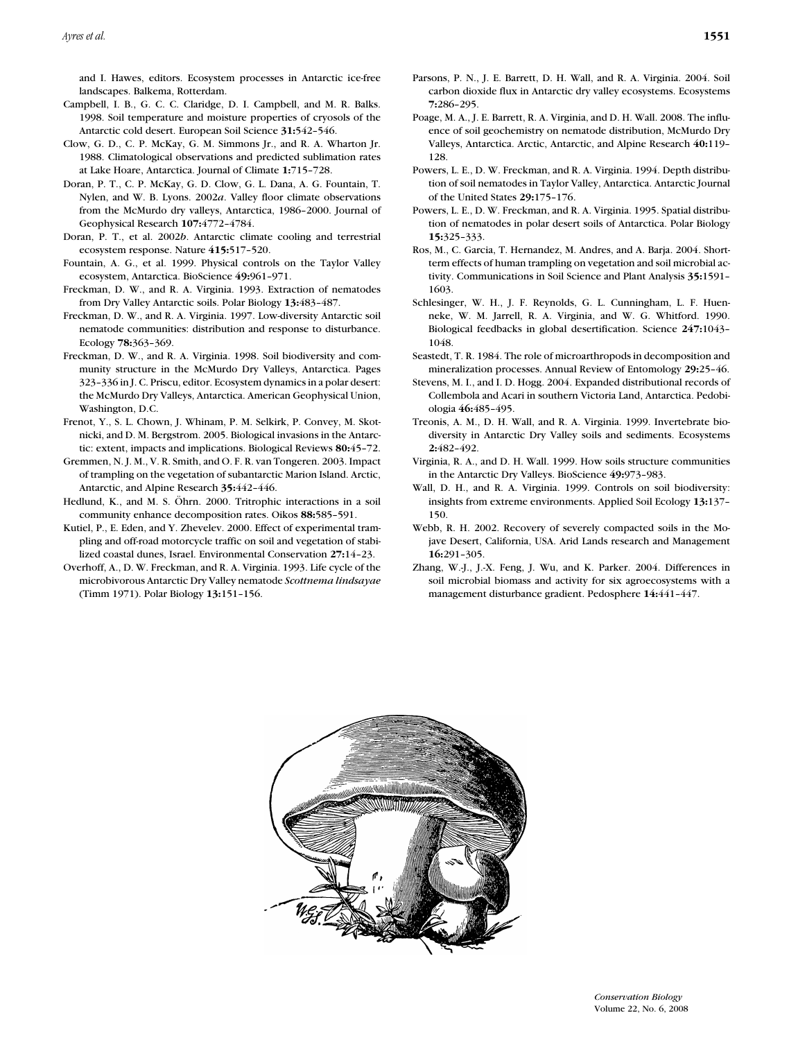and I. Hawes, editors. Ecosystem processes in Antarctic ice-free landscapes. Balkema, Rotterdam.

Campbell, I. B., G. C. C. Claridge, D. I. Campbell, and M. R. Balks. 1998. Soil temperature and moisture properties of cryosols of the Antarctic cold desert. European Soil Science **31:**542–546.

Clow, G. D., C. P. McKay, G. M. Simmons Jr., and R. A. Wharton Jr. 1988. Climatological observations and predicted sublimation rates at Lake Hoare, Antarctica. Journal of Climate **1:**715–728.

Doran, P. T., C. P. McKay, G. D. Clow, G. L. Dana, A. G. Fountain, T. Nylen, and W. B. Lyons. 2002*a*. Valley floor climate observations from the McMurdo dry valleys, Antarctica, 1986–2000. Journal of Geophysical Research **107:**4772–4784.

Doran, P. T., et al. 2002*b*. Antarctic climate cooling and terrestrial ecosystem response. Nature **415:**517–520.

Fountain, A. G., et al. 1999. Physical controls on the Taylor Valley ecosystem, Antarctica. BioScience **49:**961–971.

Freckman, D. W., and R. A. Virginia. 1993. Extraction of nematodes from Dry Valley Antarctic soils. Polar Biology **13:**483–487.

Freckman, D. W., and R. A. Virginia. 1997. Low-diversity Antarctic soil nematode communities: distribution and response to disturbance. Ecology **78:**363–369.

Freckman, D. W., and R. A. Virginia. 1998. Soil biodiversity and community structure in the McMurdo Dry Valleys, Antarctica. Pages 323–336 in J. C. Priscu, editor. Ecosystem dynamics in a polar desert: the McMurdo Dry Valleys, Antarctica. American Geophysical Union, Washington, D.C.

Frenot, Y., S. L. Chown, J. Whinam, P. M. Selkirk, P. Convey, M. Skotnicki, and D. M. Bergstrom. 2005. Biological invasions in the Antarctic: extent, impacts and implications. Biological Reviews **80:**45–72.

Gremmen, N. J. M., V. R. Smith, and O. F. R. van Tongeren. 2003. Impact of trampling on the vegetation of subantarctic Marion Island. Arctic, Antarctic, and Alpine Research **35:**442–446.

Hedlund, K., and M. S. Öhrn. 2000. Tritrophic interactions in a soil community enhance decomposition rates. Oikos **88:**585–591.

Kutiel, P., E. Eden, and Y. Zhevelev. 2000. Effect of experimental trampling and off-road motorcycle traffic on soil and vegetation of stabilized coastal dunes, Israel. Environmental Conservation **27:**14–23.

Overhoff, A., D. W. Freckman, and R. A. Virginia. 1993. Life cycle of the microbivorous Antarctic Dry Valley nematode *Scottnema lindsayae* (Timm 1971). Polar Biology **13:**151–156.

Parsons, P. N., J. E. Barrett, D. H. Wall, and R. A. Virginia. 2004. Soil carbon dioxide flux in Antarctic dry valley ecosystems. Ecosystems **7:**286–295.

Poage, M. A., J. E. Barrett, R. A. Virginia, and D. H. Wall. 2008. The influence of soil geochemistry on nematode distribution, McMurdo Dry Valleys, Antarctica. Arctic, Antarctic, and Alpine Research **40:**119–128.

Powers, L. E., D. W. Freckman, and R. A. Virginia. 1994. Depth distribution of soil nematodes in Taylor Valley, Antarctica. Antarctic Journal of the United States **29:**175–176.

Powers, L. E., D. W. Freckman, and R. A. Virginia. 1995. Spatial distribution of nematodes in polar desert soils of Antarctica. Polar Biology **15:**325–333.

Ros, M., C. Garcia, T. Hernandez, M. Andres, and A. Barja. 2004. Short-term effects of human trampling on vegetation and soil microbial activity. Communications in Soil Science and Plant Analysis **35:**1591–1603.

Schlesinger, W. H., J. F. Reynolds, G. L. Cunningham, L. F. Huenneke, W. M. Jarrell, R. A. Virginia, and W. G. Whitford. 1990. Biological feedbacks in global desertification. Science **247:**1043–1048.

Seastedt, T. R. 1984. The role of microarthropods in decomposition and mineralization processes. Annual Review of Entomology **29:**25–46.

Stevens, M. I., and I. D. Hogg. 2004. Expanded distributional records of Collembola and Acari in southern Victoria Land, Antarctica. Pedobiologia **46:**485–495.

Treonis, A. M., D. H. Wall, and R. A. Virginia. 1999. Invertebrate biodiversity in Antarctic Dry Valley soils and sediments. Ecosystems **2:**482–492.

Virginia, R. A., and D. H. Wall. 1999. How soils structure communities in the Antarctic Dry Valleys. BioScience **49:**973–983.

Wall, D. H., and R. A. Virginia. 1999. Controls on soil biodiversity: insights from extreme environments. Applied Soil Ecology **13:**137–150.

Webb, R. H. 2002. Recovery of severely compacted soils in the Mojave Desert, California, USA. Arid Lands research and Management **16:**291–305.

Zhang, W.-J., J.-X. Feng, J. Wu, and K. Parker. 2004. Differences in soil microbial biomass and activity for six agroecosystems with a management disturbance gradient. Pedosphere **14:**441–447.